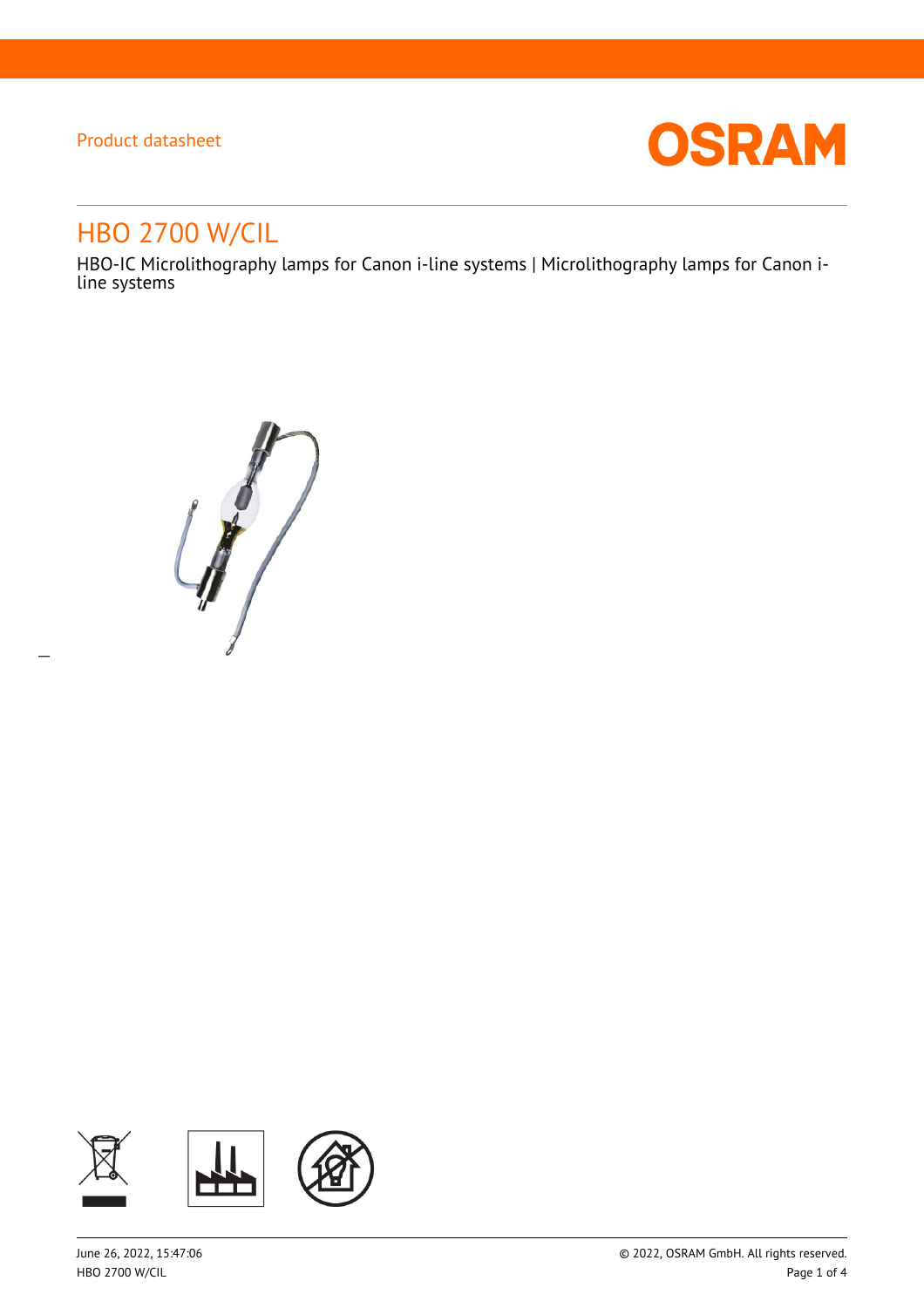Product datasheet

# HBO 2700 W/CIL

HBO-IC Microlithography lamps for Canon i-line systems | Microlithography lamps for Canon i-line systems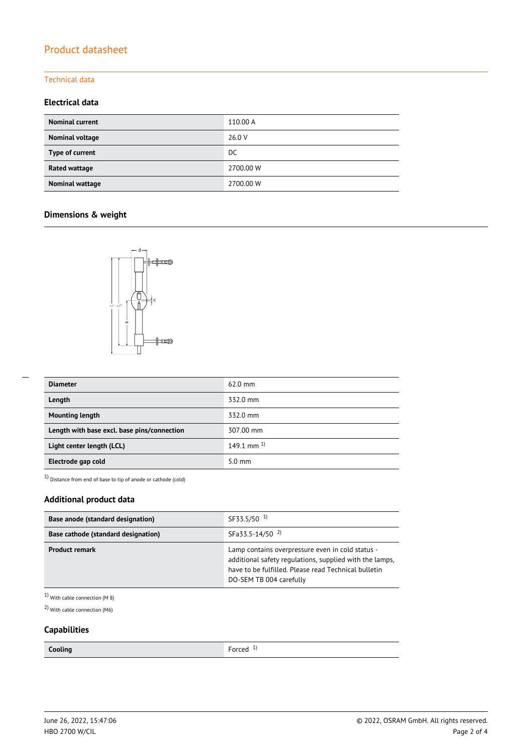# Product datasheet

## Technical data

### Electrical data

| | |
|---|---|
| **Nominal current** | 110.00 A |
| **Nominal voltage** | 26.0 V |
| **Type of current** | DC |
| **Rated wattage** | 2700.00 W |
| **Nominal wattage** | 2700.00 W |

### Dimensions & weight

| | |
|---|---|
| **Diameter** | 62.0 mm |
| **Length** | 332.0 mm |
| **Mounting length** | 332.0 mm |
| **Length with base excl. base pins/connection** | 307.00 mm |
| **Light center length (LCL)** | 149.1 mm [1] |
| **Electrode gap cold** | 5.0 mm |

[1] Distance from end of base to tip of anode or cathode (cold)

### Additional product data

| | |
|---|---|
| **Base anode (standard designation)** | SF33.5/50 [1] |
| **Base cathode (standard designation)** | SFa33.5-14/50 [2] |
| **Product remark** | Lamp contains overpressure even in cold status - additional safety regulations, supplied with the lamps, have to be fulfilled. Please read Technical bulletin DO-SEM TB 004 carefully |

[1] With cable connection (M 8)

[2] With cable connection (M6)

### Capabilities

| | |
|---|---|
| **Cooling** | Forced [1] |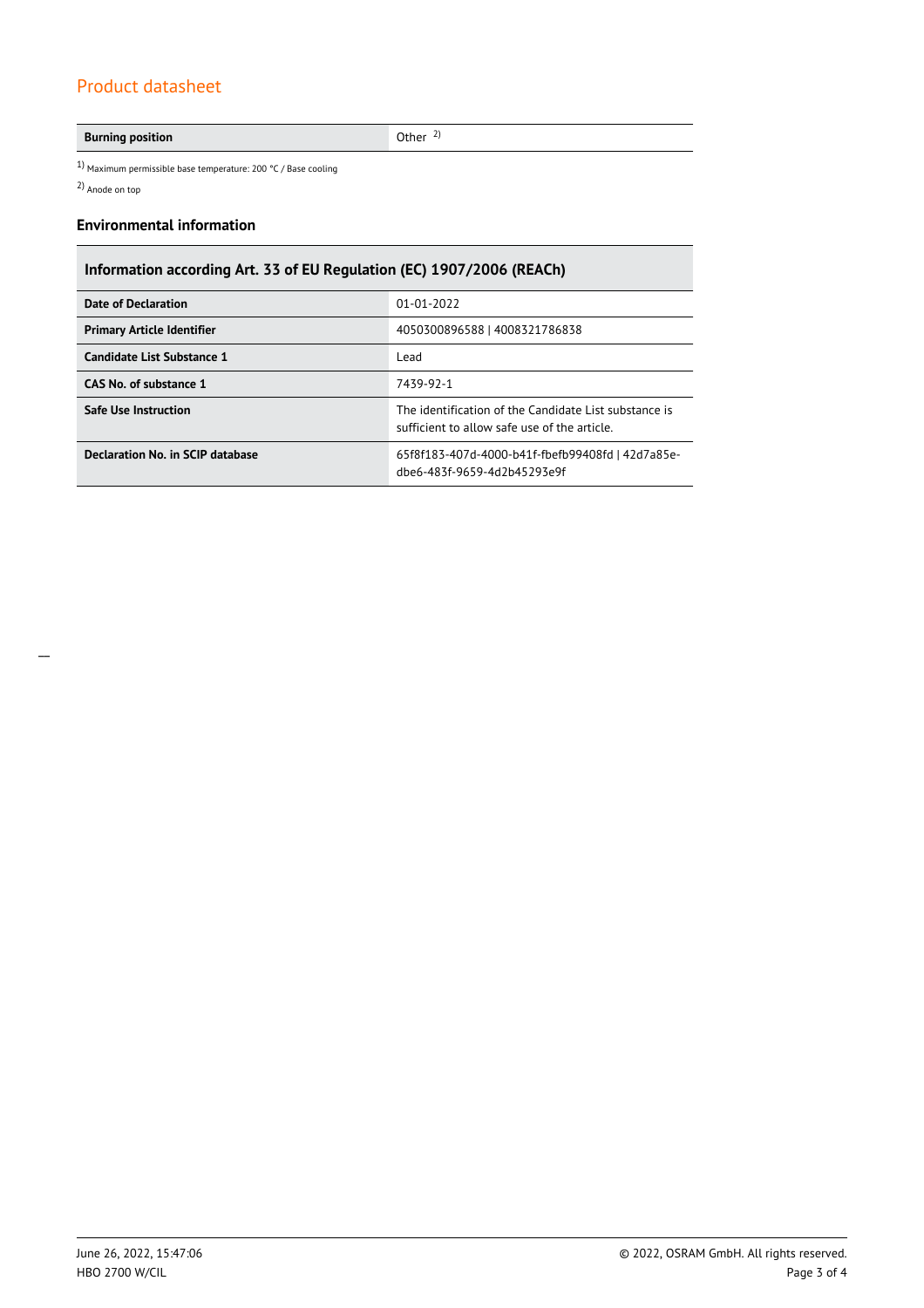| Burning position | Other [2] |
|---|---|

[1] Maximum permissible base temperature: 200 °C / Base cooling

[2] Anode on top

### Environmental information

| Information according Art. 33 of EU Regulation (EC) 1907/2006 (REACh) | |
|---|---|
| Date of Declaration | 01-01-2022 |
| Primary Article Identifier | 4050300896588 \| 4008321786838 |
| Candidate List Substance 1 | Lead |
| CAS No. of substance 1 | 7439-92-1 |
| Safe Use Instruction | The identification of the Candidate List substance is sufficient to allow safe use of the article. |
| Declaration No. in SCIP database | 65f8f183-407d-4000-b41f-fbefb99408fd \| 42d7a85e-dbe6-483f-9659-4d2b45293e9f |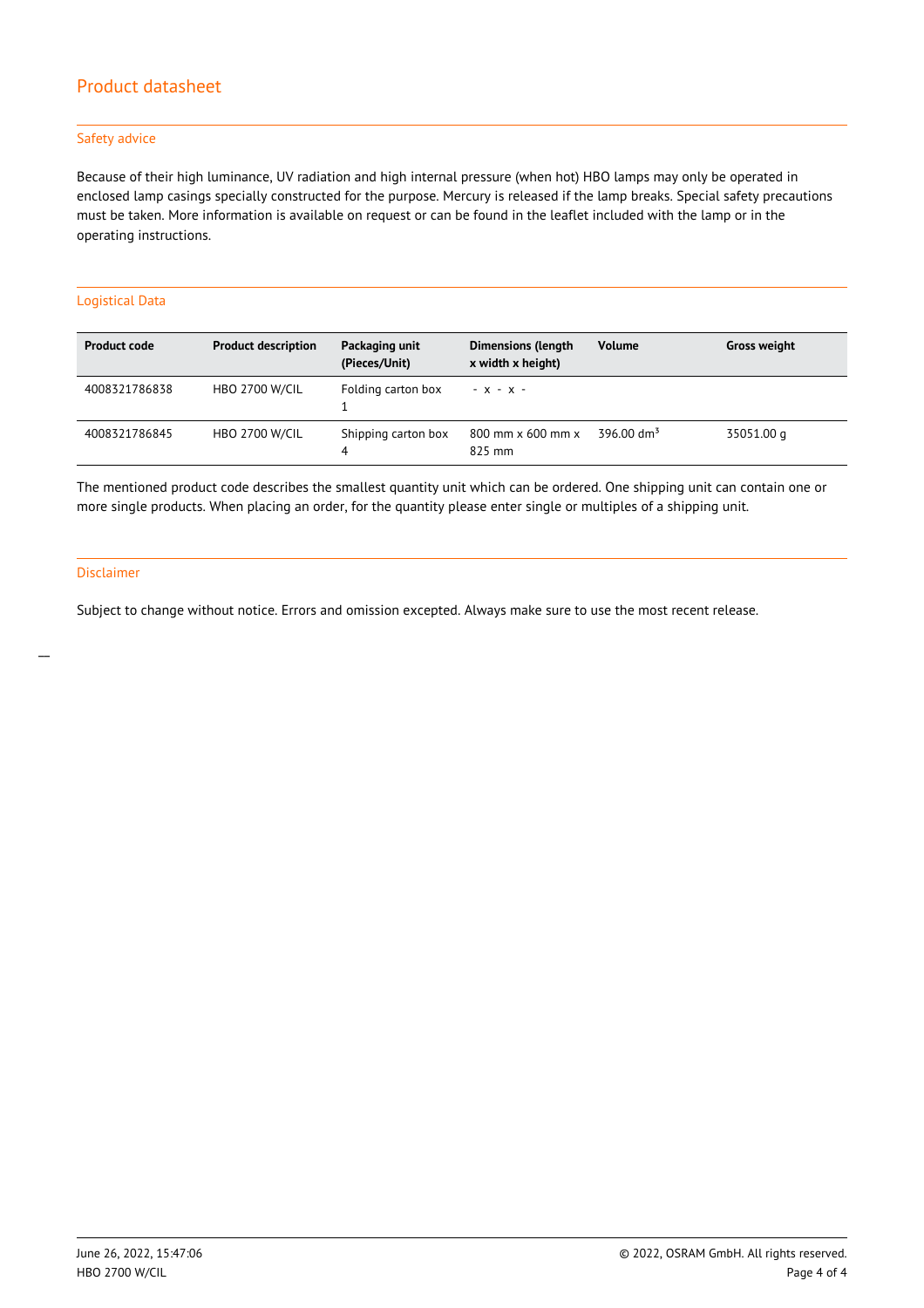# Product datasheet

## Safety advice

Because of their high luminance, UV radiation and high internal pressure (when hot) HBO lamps may only be operated in enclosed lamp casings specially constructed for the purpose. Mercury is released if the lamp breaks. Special safety precautions must be taken. More information is available on request or can be found in the leaflet included with the lamp or in the operating instructions.

## Logistical Data

| Product code | Product description | Packaging unit (Pieces/Unit) | Dimensions (length x width x height) | Volume | Gross weight |
|---|---|---|---|---|---|
| 4008321786838 | HBO 2700 W/CIL | Folding carton box 1 | - x - x - | | |
| 4008321786845 | HBO 2700 W/CIL | Shipping carton box 4 | 800 mm x 600 mm x 825 mm | 396.00 $dm^3$ | 35051.00 g |

The mentioned product code describes the smallest quantity unit which can be ordered. One shipping unit can contain one or more single products. When placing an order, for the quantity please enter single or multiples of a shipping unit.

## Disclaimer

Subject to change without notice. Errors and omission excepted. Always make sure to use the most recent release.